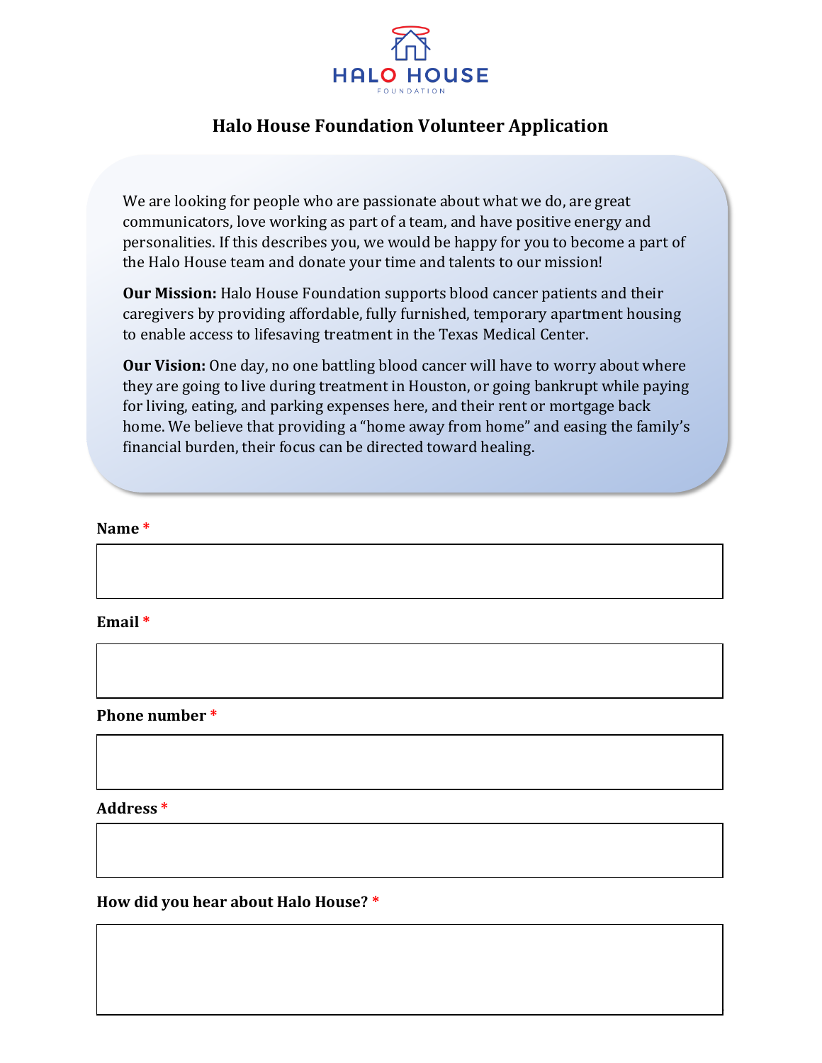HALO HOUSE
FOUNDATION

# Halo House Foundation Volunteer Application

We are looking for people who are passionate about what we do, are great communicators, love working as part of a team, and have positive energy and personalities. If this describes you, we would be happy for you to become a part of the Halo House team and donate your time and talents to our mission!

**Our Mission:** Halo House Foundation supports blood cancer patients and their caregivers by providing affordable, fully furnished, temporary apartment housing to enable access to lifesaving treatment in the Texas Medical Center.

**Our Vision:** One day, no one battling blood cancer will have to worry about where they are going to live during treatment in Houston, or going bankrupt while paying for living, eating, and parking expenses here, and their rent or mortgage back home. We believe that providing a "home away from home" and easing the family's financial burden, their focus can be directed toward healing.

**Name** *

**Email** *

**Phone number** *

**Address** *

**How did you hear about Halo House?** *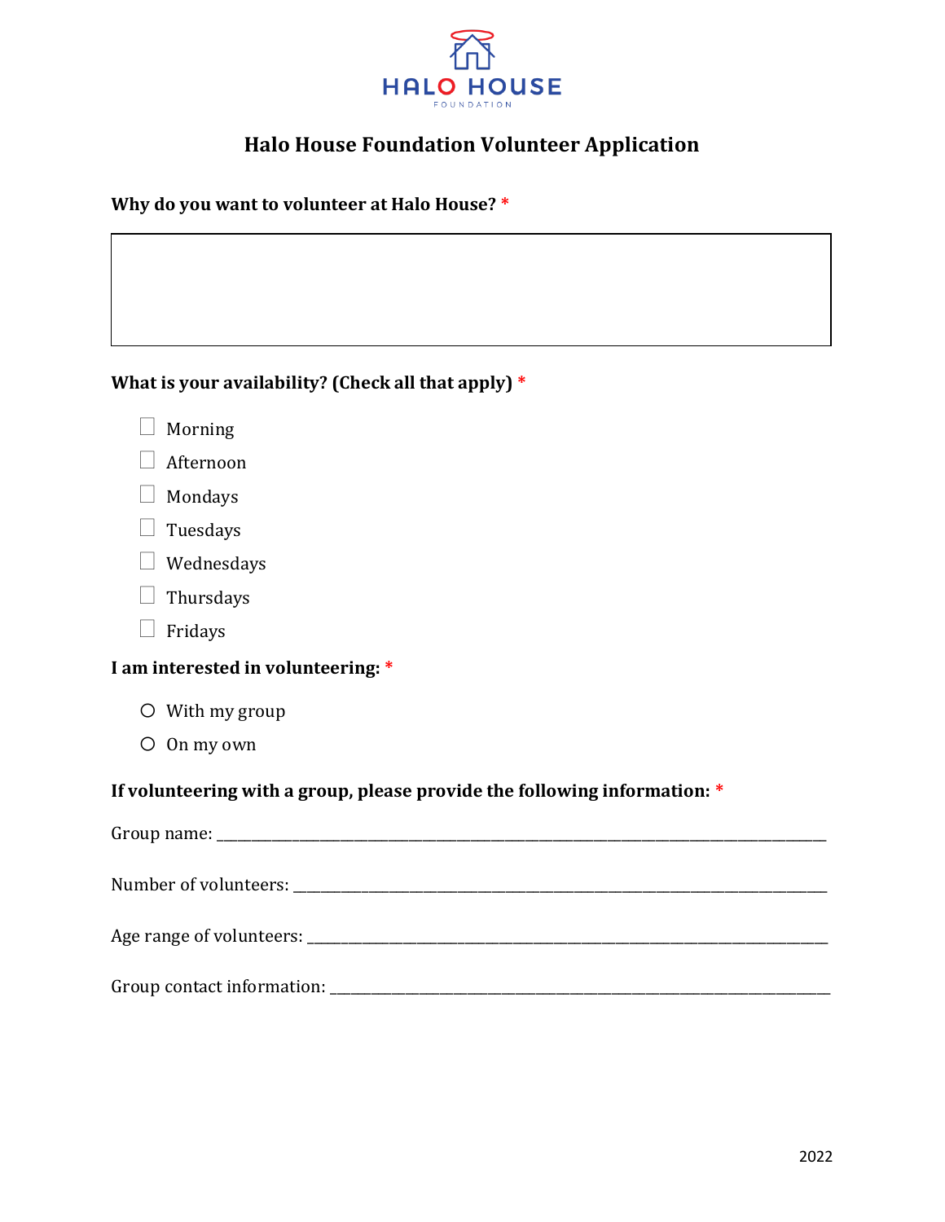HALO HOUSE
FOUNDATION

# Halo House Foundation Volunteer Application

**Why do you want to volunteer at Halo House? ***

| |
|---|
| |

**What is your availability? (Check all that apply) ***

- ☐ Morning
- ☐ Afternoon
- ☐ Mondays
- ☐ Tuesdays
- ☐ Wednesdays
- ☐ Thursdays
- ☐ Fridays

**I am interested in volunteering: ***

- ○ With my group
- ○ On my own

**If volunteering with a group, please provide the following information: ***

Group name: ___________________________________________________________________________

Number of volunteers: ____________________________________________________________________

Age range of volunteers: __________________________________________________________________

Group contact information: ________________________________________________________________

2022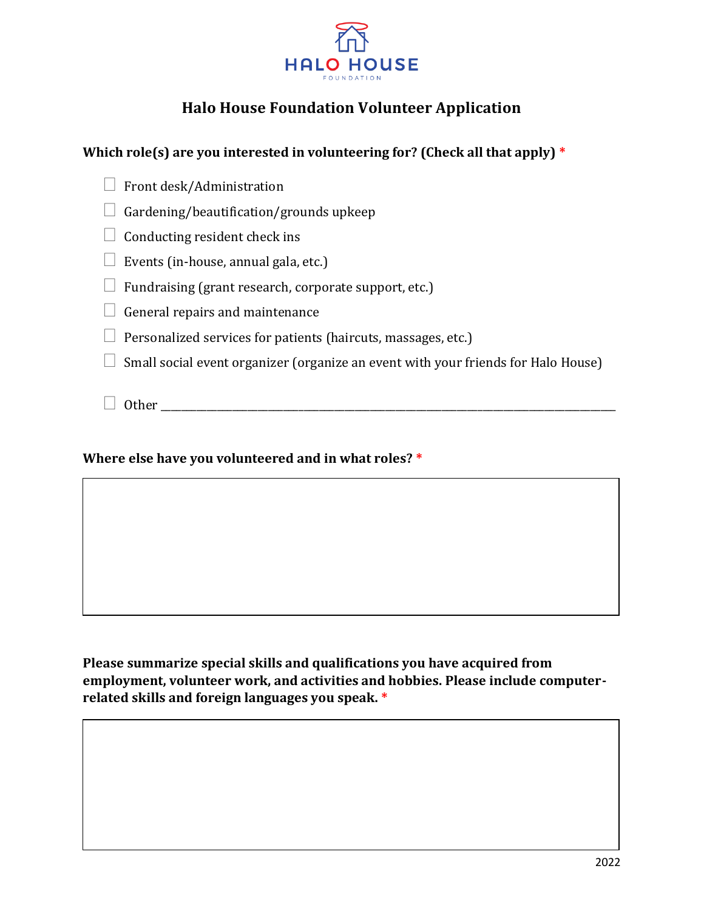HALO HOUSE

FOUNDATION

# Halo House Foundation Volunteer Application

**Which role(s) are you interested in volunteering for? (Check all that apply) ***

- ☐ Front desk/Administration
- ☐ Gardening/beautification/grounds upkeep
- ☐ Conducting resident check ins
- ☐ Events (in-house, annual gala, etc.)
- ☐ Fundraising (grant research, corporate support, etc.)
- ☐ General repairs and maintenance
- ☐ Personalized services for patients (haircuts, massages, etc.)
- ☐ Small social event organizer (organize an event with your friends for Halo House)
- ☐ Other ________________________________________________________________________________

**Where else have you volunteered and in what roles? ***

**Please summarize special skills and qualifications you have acquired from employment, volunteer work, and activities and hobbies. Please include computer-related skills and foreign languages you speak. ***

2022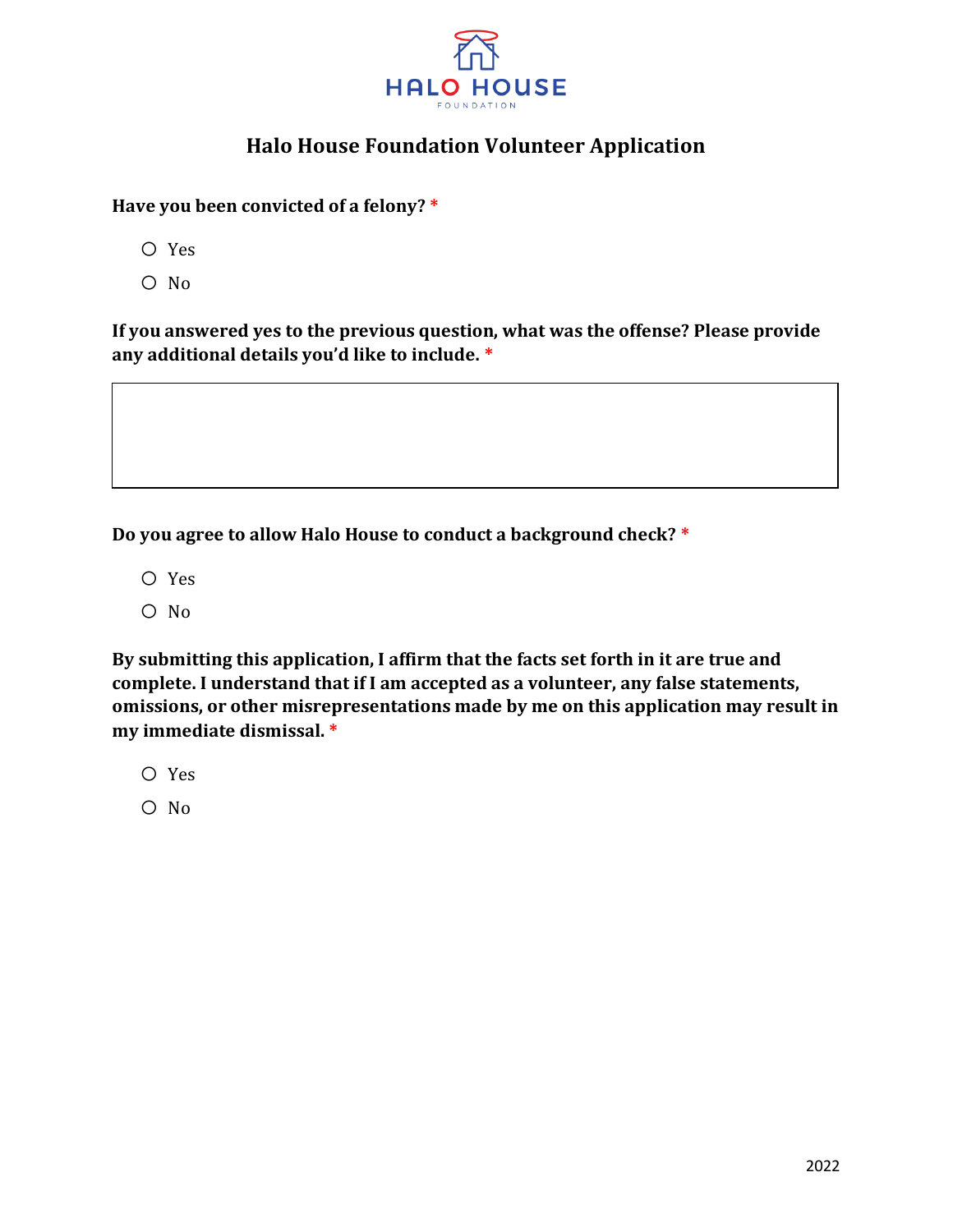HALO HOUSE

FOUNDATION

# Halo House Foundation Volunteer Application

**Have you been convicted of a felony? ***

- ○ Yes
- ○ No

**If you answered yes to the previous question, what was the offense? Please provide any additional details you'd like to include. ***

**Do you agree to allow Halo House to conduct a background check? ***

- ○ Yes
- ○ No

**By submitting this application, I affirm that the facts set forth in it are true and complete. I understand that if I am accepted as a volunteer, any false statements, omissions, or other misrepresentations made by me on this application may result in my immediate dismissal. ***

- ○ Yes
- ○ No

2022